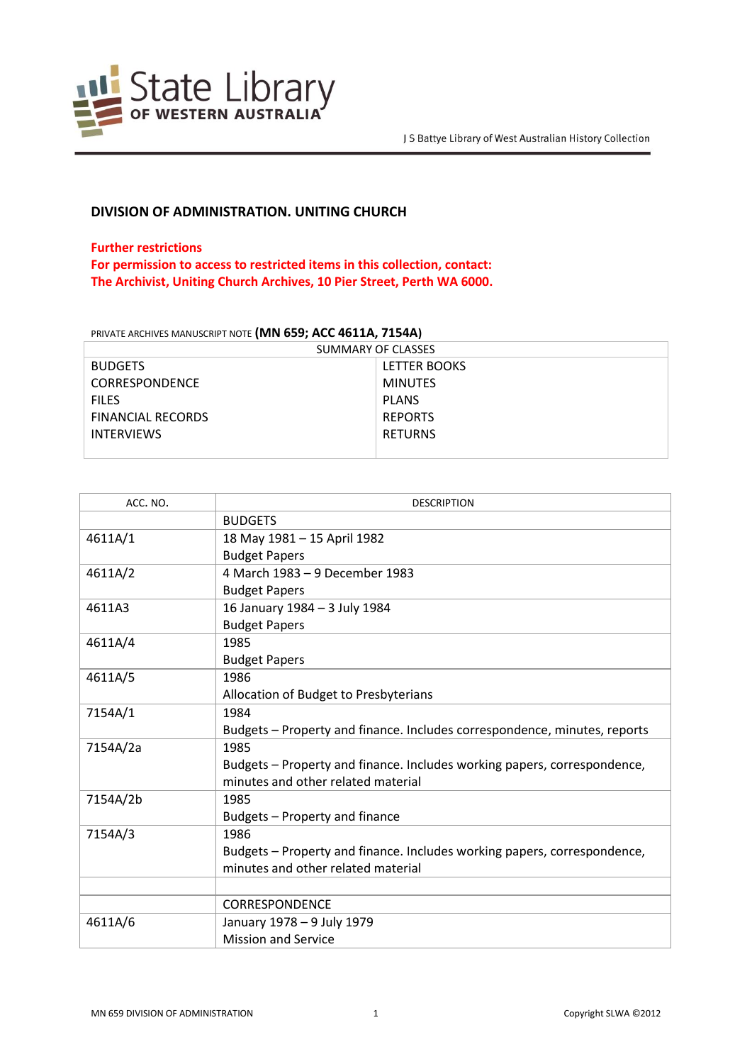# DIVISION OF ADMINISTRATION. UNITING CHURCH

**Further restrictions**
**For permission to access to restricted items in this collection, contact:**
**The Archivist, Uniting Church Archives, 10 Pier Street, Perth WA 6000.**

PRIVATE ARCHIVES MANUSCRIPT NOTE **(MN 659; ACC 4611A, 7154A)**

| SUMMARY OF CLASSES | |
|---|---|
| BUDGETS | LETTER BOOKS |
| CORRESPONDENCE | MINUTES |
| FILES | PLANS |
| FINANCIAL RECORDS | REPORTS |
| INTERVIEWS | RETURNS |

| ACC. NO. | DESCRIPTION |
|---|---|
| | BUDGETS |
| 4611A/1 | 18 May 1981 – 15 April 1982<br>Budget Papers |
| 4611A/2 | 4 March 1983 – 9 December 1983<br>Budget Papers |
| 4611A3 | 16 January 1984 – 3 July 1984<br>Budget Papers |
| 4611A/4 | 1985<br>Budget Papers |
| 4611A/5 | 1986<br>Allocation of Budget to Presbyterians |
| 7154A/1 | 1984<br>Budgets – Property and finance. Includes correspondence, minutes, reports |
| 7154A/2a | 1985<br>Budgets – Property and finance. Includes working papers, correspondence, minutes and other related material |
| 7154A/2b | 1985<br>Budgets – Property and finance |
| 7154A/3 | 1986<br>Budgets – Property and finance. Includes working papers, correspondence, minutes and other related material |
| | |
| | CORRESPONDENCE |
| 4611A/6 | January 1978 – 9 July 1979<br>Mission and Service |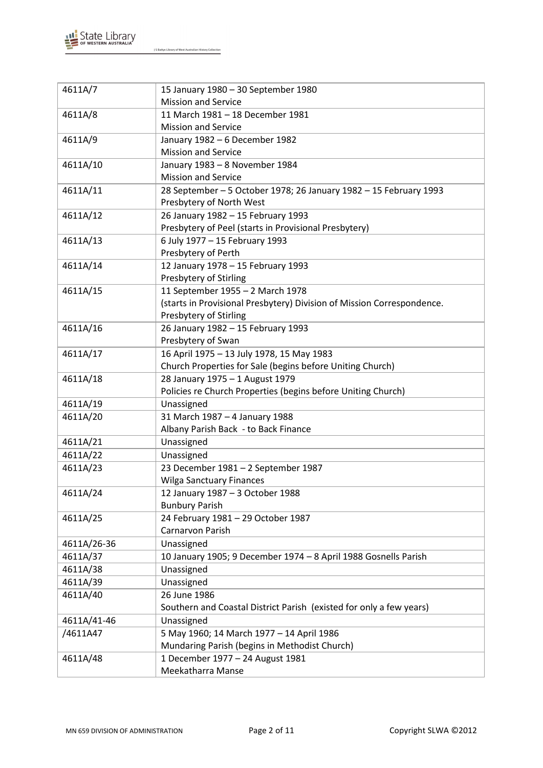| | |
|---|---|
| 4611A/7 | 15 January 1980 – 30 September 1980<br>Mission and Service |
| 4611A/8 | 11 March 1981 – 18 December 1981<br>Mission and Service |
| 4611A/9 | January 1982 – 6 December 1982<br>Mission and Service |
| 4611A/10 | January 1983 – 8 November 1984<br>Mission and Service |
| 4611A/11 | 28 September – 5 October 1978; 26 January 1982 – 15 February 1993<br>Presbytery of North West |
| 4611A/12 | 26 January 1982 – 15 February 1993<br>Presbytery of Peel (starts in Provisional Presbytery) |
| 4611A/13 | 6 July 1977 – 15 February 1993<br>Presbytery of Perth |
| 4611A/14 | 12 January 1978 – 15 February 1993<br>Presbytery of Stirling |
| 4611A/15 | 11 September 1955 – 2 March 1978<br>(starts in Provisional Presbytery) Division of Mission Correspondence.<br>Presbytery of Stirling |
| 4611A/16 | 26 January 1982 – 15 February 1993<br>Presbytery of Swan |
| 4611A/17 | 16 April 1975 – 13 July 1978, 15 May 1983<br>Church Properties for Sale (begins before Uniting Church) |
| 4611A/18 | 28 January 1975 – 1 August 1979<br>Policies re Church Properties (begins before Uniting Church) |
| 4611A/19 | Unassigned |
| 4611A/20 | 31 March 1987 – 4 January 1988<br>Albany Parish Back - to Back Finance |
| 4611A/21 | Unassigned |
| 4611A/22 | Unassigned |
| 4611A/23 | 23 December 1981 – 2 September 1987<br>Wilga Sanctuary Finances |
| 4611A/24 | 12 January 1987 – 3 October 1988<br>Bunbury Parish |
| 4611A/25 | 24 February 1981 – 29 October 1987<br>Carnarvon Parish |
| 4611A/26-36 | Unassigned |
| 4611A/37 | 10 January 1905; 9 December 1974 – 8 April 1988 Gosnells Parish |
| 4611A/38 | Unassigned |
| 4611A/39 | Unassigned |
| 4611A/40 | 26 June 1986<br>Southern and Coastal District Parish (existed for only a few years) |
| 4611A/41-46 | Unassigned |
| /4611A47 | 5 May 1960; 14 March 1977 – 14 April 1986<br>Mundaring Parish (begins in Methodist Church) |
| 4611A/48 | 1 December 1977 – 24 August 1981<br>Meekatharra Manse |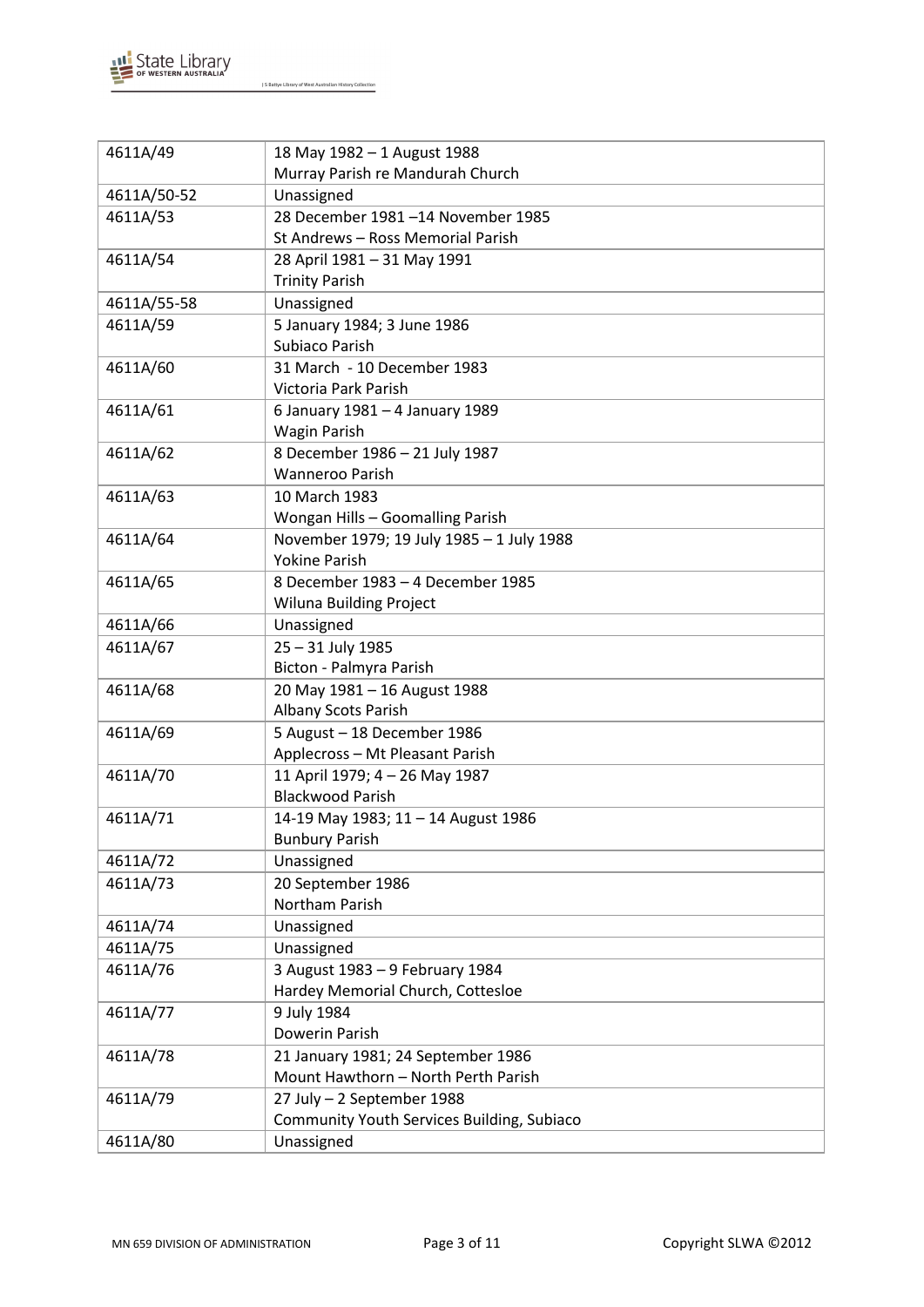| 4611A/49 | 18 May 1982 – 1 August 1988<br>Murray Parish re Mandurah Church |
|---|---|
| 4611A/50-52 | Unassigned |
| 4611A/53 | 28 December 1981 –14 November 1985<br>St Andrews – Ross Memorial Parish |
| 4611A/54 | 28 April 1981 – 31 May 1991<br>Trinity Parish |
| 4611A/55-58 | Unassigned |
| 4611A/59 | 5 January 1984; 3 June 1986<br>Subiaco Parish |
| 4611A/60 | 31 March - 10 December 1983<br>Victoria Park Parish |
| 4611A/61 | 6 January 1981 – 4 January 1989<br>Wagin Parish |
| 4611A/62 | 8 December 1986 – 21 July 1987<br>Wanneroo Parish |
| 4611A/63 | 10 March 1983<br>Wongan Hills – Goomalling Parish |
| 4611A/64 | November 1979; 19 July 1985 – 1 July 1988<br>Yokine Parish |
| 4611A/65 | 8 December 1983 – 4 December 1985<br>Wiluna Building Project |
| 4611A/66 | Unassigned |
| 4611A/67 | 25 – 31 July 1985<br>Bicton - Palmyra Parish |
| 4611A/68 | 20 May 1981 – 16 August 1988<br>Albany Scots Parish |
| 4611A/69 | 5 August – 18 December 1986<br>Applecross – Mt Pleasant Parish |
| 4611A/70 | 11 April 1979; 4 – 26 May 1987<br>Blackwood Parish |
| 4611A/71 | 14-19 May 1983; 11 – 14 August 1986<br>Bunbury Parish |
| 4611A/72 | Unassigned |
| 4611A/73 | 20 September 1986<br>Northam Parish |
| 4611A/74 | Unassigned |
| 4611A/75 | Unassigned |
| 4611A/76 | 3 August 1983 – 9 February 1984<br>Hardey Memorial Church, Cottesloe |
| 4611A/77 | 9 July 1984<br>Dowerin Parish |
| 4611A/78 | 21 January 1981; 24 September 1986<br>Mount Hawthorn – North Perth Parish |
| 4611A/79 | 27 July – 2 September 1988<br>Community Youth Services Building, Subiaco |
| 4611A/80 | Unassigned |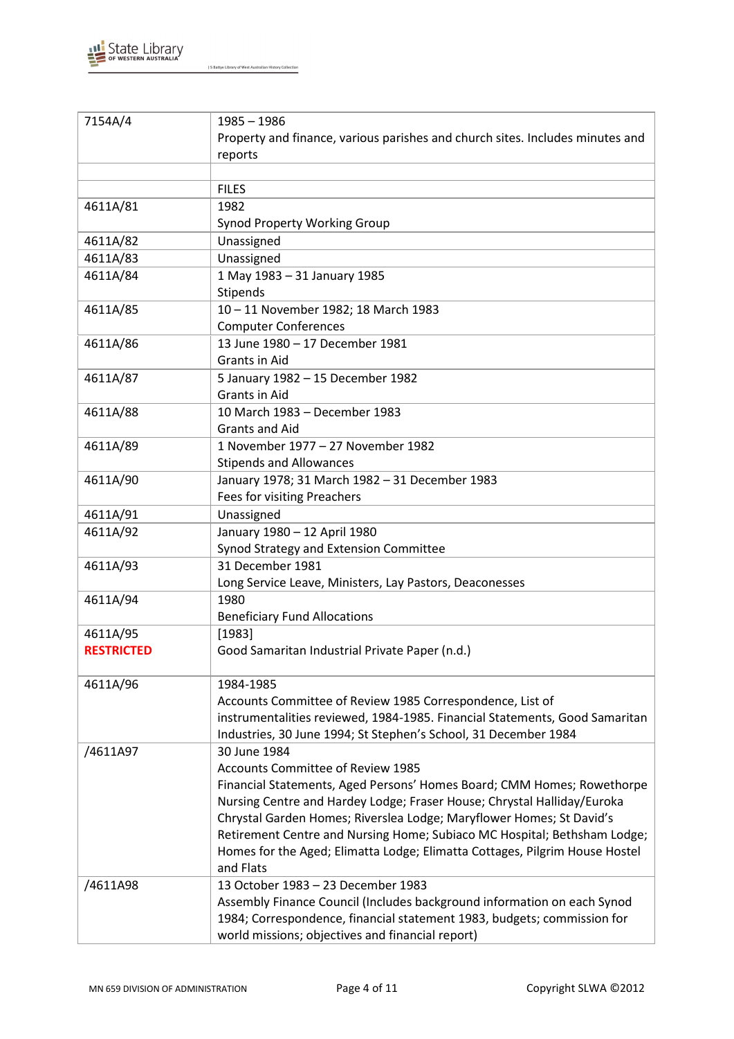| | |
|---|---|
| 7154A/4 | 1985 – 1986<br>Property and finance, various parishes and church sites. Includes minutes and reports |
| | |
| | FILES |
| 4611A/81 | 1982<br>Synod Property Working Group |
| 4611A/82 | Unassigned |
| 4611A/83 | Unassigned |
| 4611A/84 | 1 May 1983 – 31 January 1985<br>Stipends |
| 4611A/85 | 10 – 11 November 1982; 18 March 1983<br>Computer Conferences |
| 4611A/86 | 13 June 1980 – 17 December 1981<br>Grants in Aid |
| 4611A/87 | 5 January 1982 – 15 December 1982<br>Grants in Aid |
| 4611A/88 | 10 March 1983 – December 1983<br>Grants and Aid |
| 4611A/89 | 1 November 1977 – 27 November 1982<br>Stipends and Allowances |
| 4611A/90 | January 1978; 31 March 1982 – 31 December 1983<br>Fees for visiting Preachers |
| 4611A/91 | Unassigned |
| 4611A/92 | January 1980 – 12 April 1980<br>Synod Strategy and Extension Committee |
| 4611A/93 | 31 December 1981<br>Long Service Leave, Ministers, Lay Pastors, Deaconesses |
| 4611A/94 | 1980<br>Beneficiary Fund Allocations |
| 4611A/95<br>**RESTRICTED** | [1983]<br>Good Samaritan Industrial Private Paper (n.d.) |
| 4611A/96 | 1984-1985<br>Accounts Committee of Review 1985 Correspondence, List of instrumentalities reviewed, 1984-1985. Financial Statements, Good Samaritan Industries, 30 June 1994; St Stephen's School, 31 December 1984 |
| /4611A97 | 30 June 1984<br>Accounts Committee of Review 1985<br>Financial Statements, Aged Persons' Homes Board; CMM Homes; Rowethorpe Nursing Centre and Hardey Lodge; Fraser House; Chrystal Halliday/Euroka Chrystal Garden Homes; Riverslea Lodge; Maryflower Homes; St David's Retirement Centre and Nursing Home; Subiaco MC Hospital; Bethsham Lodge; Homes for the Aged; Elimatta Lodge; Elimatta Cottages, Pilgrim House Hostel and Flats |
| /4611A98 | 13 October 1983 – 23 December 1983<br>Assembly Finance Council (Includes background information on each Synod 1984; Correspondence, financial statement 1983, budgets; commission for world missions; objectives and financial report) |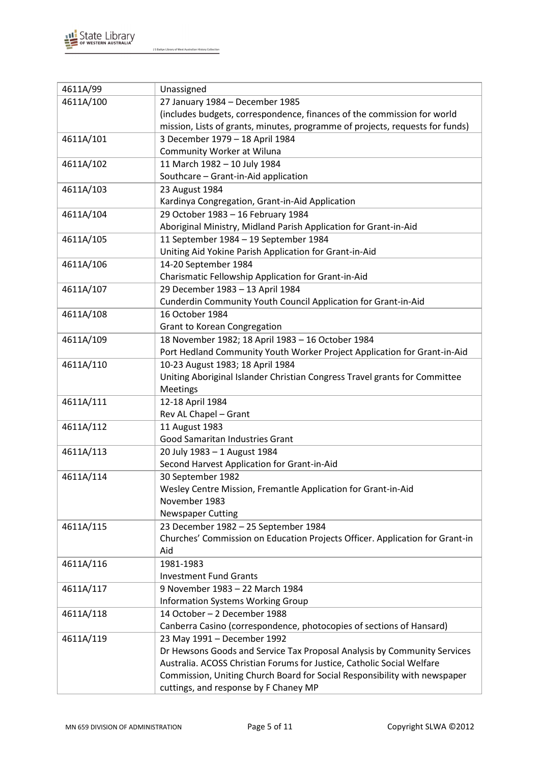| | |
|---|---|
| 4611A/99 | Unassigned |
| 4611A/100 | 27 January 1984 – December 1985<br>(includes budgets, correspondence, finances of the commission for world mission, Lists of grants, minutes, programme of projects, requests for funds) |
| 4611A/101 | 3 December 1979 – 18 April 1984<br>Community Worker at Wiluna |
| 4611A/102 | 11 March 1982 – 10 July 1984<br>Southcare – Grant-in-Aid application |
| 4611A/103 | 23 August 1984<br>Kardinya Congregation, Grant-in-Aid Application |
| 4611A/104 | 29 October 1983 – 16 February 1984<br>Aboriginal Ministry, Midland Parish Application for Grant-in-Aid |
| 4611A/105 | 11 September 1984 – 19 September 1984<br>Uniting Aid Yokine Parish Application for Grant-in-Aid |
| 4611A/106 | 14-20 September 1984<br>Charismatic Fellowship Application for Grant-in-Aid |
| 4611A/107 | 29 December 1983 – 13 April 1984<br>Cunderdin Community Youth Council Application for Grant-in-Aid |
| 4611A/108 | 16 October 1984<br>Grant to Korean Congregation |
| 4611A/109 | 18 November 1982; 18 April 1983 – 16 October 1984<br>Port Hedland Community Youth Worker Project Application for Grant-in-Aid |
| 4611A/110 | 10-23 August 1983; 18 April 1984<br>Uniting Aboriginal Islander Christian Congress Travel grants for Committee Meetings |
| 4611A/111 | 12-18 April 1984<br>Rev AL Chapel – Grant |
| 4611A/112 | 11 August 1983<br>Good Samaritan Industries Grant |
| 4611A/113 | 20 July 1983 – 1 August 1984<br>Second Harvest Application for Grant-in-Aid |
| 4611A/114 | 30 September 1982<br>Wesley Centre Mission, Fremantle Application for Grant-in-Aid<br>November 1983<br>Newspaper Cutting |
| 4611A/115 | 23 December 1982 – 25 September 1984<br>Churches' Commission on Education Projects Officer. Application for Grant-in Aid |
| 4611A/116 | 1981-1983<br>Investment Fund Grants |
| 4611A/117 | 9 November 1983 – 22 March 1984<br>Information Systems Working Group |
| 4611A/118 | 14 October – 2 December 1988<br>Canberra Casino (correspondence, photocopies of sections of Hansard) |
| 4611A/119 | 23 May 1991 – December 1992<br>Dr Hewsons Goods and Service Tax Proposal Analysis by Community Services Australia. ACOSS Christian Forums for Justice, Catholic Social Welfare Commission, Uniting Church Board for Social Responsibility with newspaper cuttings, and response by F Chaney MP |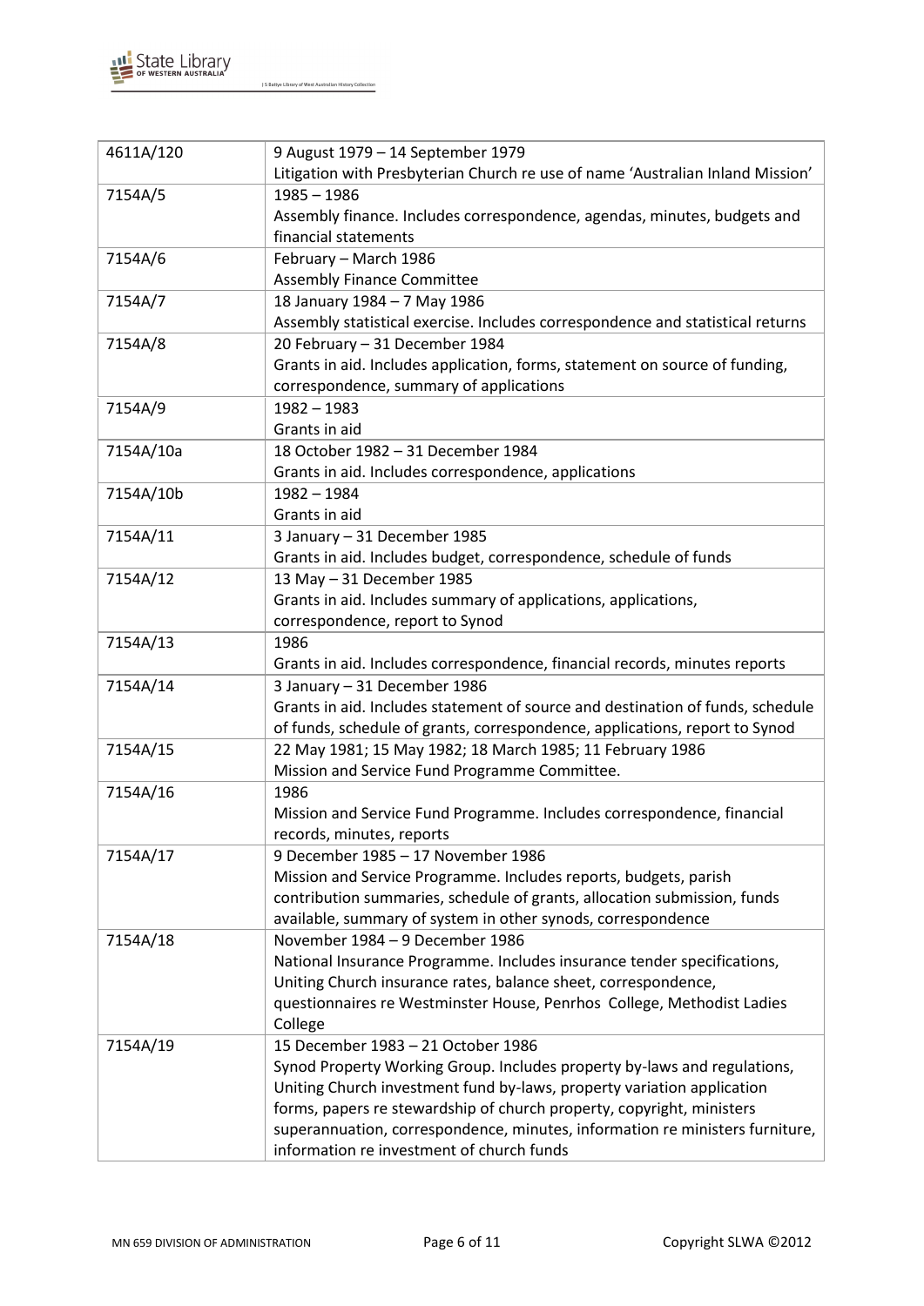| 4611A/120 | 9 August 1979 – 14 September 1979<br>Litigation with Presbyterian Church re use of name 'Australian Inland Mission' |
|---|---|
| 7154A/5 | 1985 – 1986<br>Assembly finance. Includes correspondence, agendas, minutes, budgets and financial statements |
| 7154A/6 | February – March 1986<br>Assembly Finance Committee |
| 7154A/7 | 18 January 1984 – 7 May 1986<br>Assembly statistical exercise. Includes correspondence and statistical returns |
| 7154A/8 | 20 February – 31 December 1984<br>Grants in aid. Includes application, forms, statement on source of funding, correspondence, summary of applications |
| 7154A/9 | 1982 – 1983<br>Grants in aid |
| 7154A/10a | 18 October 1982 – 31 December 1984<br>Grants in aid. Includes correspondence, applications |
| 7154A/10b | 1982 – 1984<br>Grants in aid |
| 7154A/11 | 3 January – 31 December 1985<br>Grants in aid. Includes budget, correspondence, schedule of funds |
| 7154A/12 | 13 May – 31 December 1985<br>Grants in aid. Includes summary of applications, applications, correspondence, report to Synod |
| 7154A/13 | 1986<br>Grants in aid. Includes correspondence, financial records, minutes reports |
| 7154A/14 | 3 January – 31 December 1986<br>Grants in aid. Includes statement of source and destination of funds, schedule of funds, schedule of grants, correspondence, applications, report to Synod |
| 7154A/15 | 22 May 1981; 15 May 1982; 18 March 1985; 11 February 1986<br>Mission and Service Fund Programme Committee. |
| 7154A/16 | 1986<br>Mission and Service Fund Programme. Includes correspondence, financial records, minutes, reports |
| 7154A/17 | 9 December 1985 – 17 November 1986<br>Mission and Service Programme. Includes reports, budgets, parish contribution summaries, schedule of grants, allocation submission, funds available, summary of system in other synods, correspondence |
| 7154A/18 | November 1984 – 9 December 1986<br>National Insurance Programme. Includes insurance tender specifications, Uniting Church insurance rates, balance sheet, correspondence, questionnaires re Westminster House, Penrhos College, Methodist Ladies College |
| 7154A/19 | 15 December 1983 – 21 October 1986<br>Synod Property Working Group. Includes property by-laws and regulations, Uniting Church investment fund by-laws, property variation application forms, papers re stewardship of church property, copyright, ministers superannuation, correspondence, minutes, information re ministers furniture, information re investment of church funds |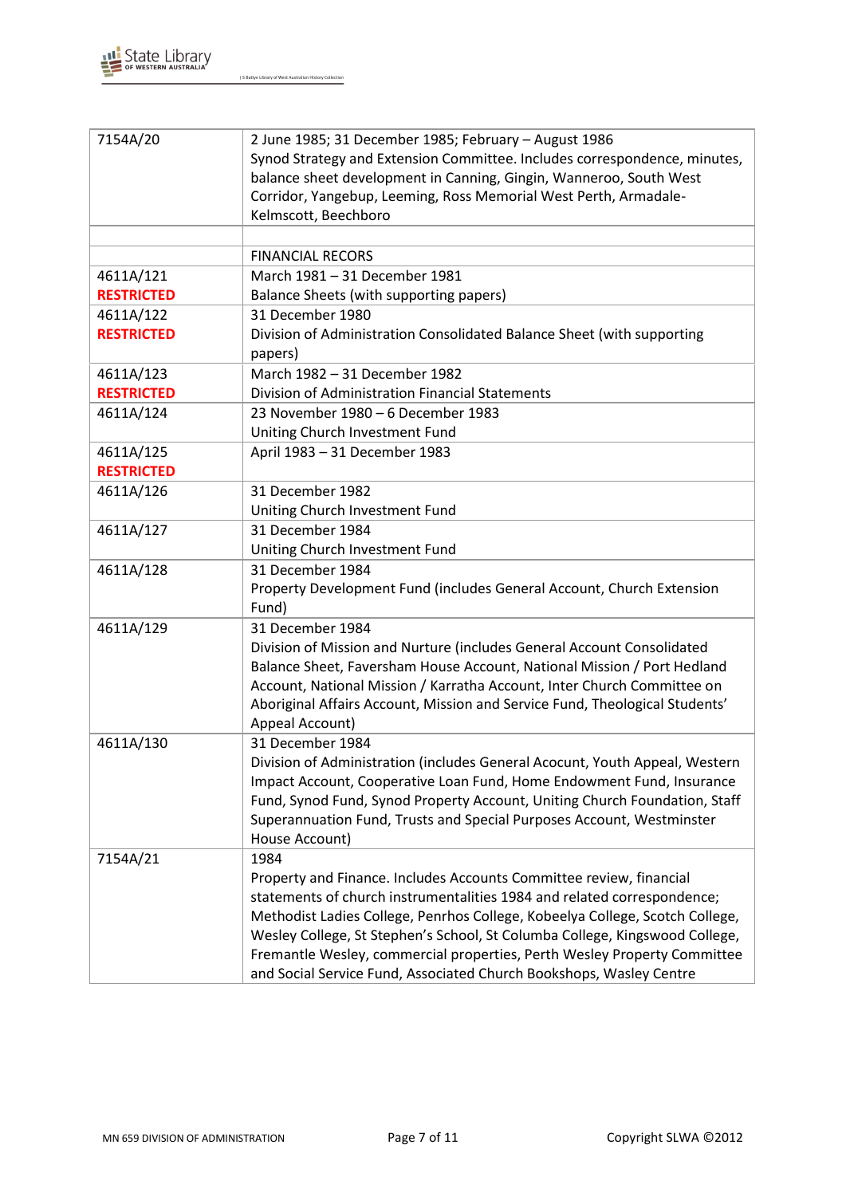| | |
|---|---|
| 7154A/20 | 2 June 1985; 31 December 1985; February – August 1986<br>Synod Strategy and Extension Committee. Includes correspondence, minutes, balance sheet development in Canning, Gingin, Wanneroo, South West Corridor, Yangebup, Leeming, Ross Memorial West Perth, Armadale-Kelmscott, Beechboro |
| | |
| | FINANCIAL RECORS |
| 4611A/121<br>**RESTRICTED** | March 1981 – 31 December 1981<br>Balance Sheets (with supporting papers) |
| 4611A/122<br>**RESTRICTED** | 31 December 1980<br>Division of Administration Consolidated Balance Sheet (with supporting papers) |
| 4611A/123<br>**RESTRICTED** | March 1982 – 31 December 1982<br>Division of Administration Financial Statements |
| 4611A/124 | 23 November 1980 – 6 December 1983<br>Uniting Church Investment Fund |
| 4611A/125<br>**RESTRICTED** | April 1983 – 31 December 1983 |
| 4611A/126 | 31 December 1982<br>Uniting Church Investment Fund |
| 4611A/127 | 31 December 1984<br>Uniting Church Investment Fund |
| 4611A/128 | 31 December 1984<br>Property Development Fund (includes General Account, Church Extension Fund) |
| 4611A/129 | 31 December 1984<br>Division of Mission and Nurture (includes General Account Consolidated Balance Sheet, Faversham House Account, National Mission / Port Hedland Account, National Mission / Karratha Account, Inter Church Committee on Aboriginal Affairs Account, Mission and Service Fund, Theological Students' Appeal Account) |
| 4611A/130 | 31 December 1984<br>Division of Administration (includes General Acocunt, Youth Appeal, Western Impact Account, Cooperative Loan Fund, Home Endowment Fund, Insurance Fund, Synod Fund, Synod Property Account, Uniting Church Foundation, Staff Superannuation Fund, Trusts and Special Purposes Account, Westminster House Account) |
| 7154A/21 | 1984<br>Property and Finance. Includes Accounts Committee review, financial statements of church instrumentalities 1984 and related correspondence; Methodist Ladies College, Penrhos College, Kobeelya College, Scotch College, Wesley College, St Stephen's School, St Columba College, Kingswood College, Fremantle Wesley, commercial properties, Perth Wesley Property Committee and Social Service Fund, Associated Church Bookshops, Wasley Centre |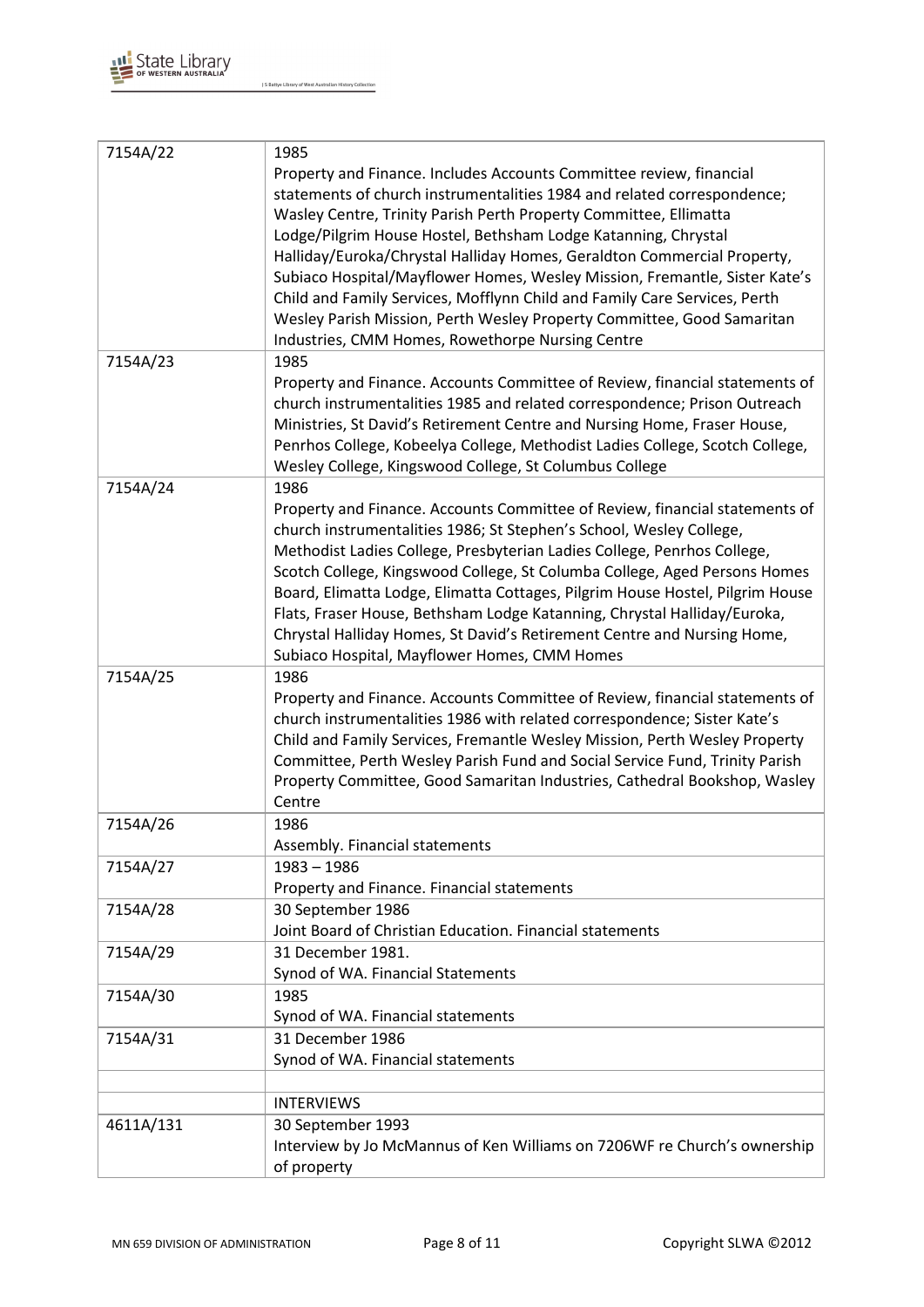| | |
|---|---|
| 7154A/22 | 1985<br>Property and Finance. Includes Accounts Committee review, financial statements of church instrumentalities 1984 and related correspondence; Wasley Centre, Trinity Parish Perth Property Committee, Ellimatta Lodge/Pilgrim House Hostel, Bethsham Lodge Katanning, Chrystal Halliday/Euroka/Chrystal Halliday Homes, Geraldton Commercial Property, Subiaco Hospital/Mayflower Homes, Wesley Mission, Fremantle, Sister Kate's Child and Family Services, Mofflynn Child and Family Care Services, Perth Wesley Parish Mission, Perth Wesley Property Committee, Good Samaritan Industries, CMM Homes, Rowethorpe Nursing Centre |
| 7154A/23 | 1985<br>Property and Finance. Accounts Committee of Review, financial statements of church instrumentalities 1985 and related correspondence; Prison Outreach Ministries, St David's Retirement Centre and Nursing Home, Fraser House, Penrhos College, Kobeelya College, Methodist Ladies College, Scotch College, Wesley College, Kingswood College, St Columbus College |
| 7154A/24 | 1986<br>Property and Finance. Accounts Committee of Review, financial statements of church instrumentalities 1986; St Stephen's School, Wesley College, Methodist Ladies College, Presbyterian Ladies College, Penrhos College, Scotch College, Kingswood College, St Columba College, Aged Persons Homes Board, Elimatta Lodge, Elimatta Cottages, Pilgrim House Hostel, Pilgrim House Flats, Fraser House, Bethsham Lodge Katanning, Chrystal Halliday/Euroka, Chrystal Halliday Homes, St David's Retirement Centre and Nursing Home, Subiaco Hospital, Mayflower Homes, CMM Homes |
| 7154A/25 | 1986<br>Property and Finance. Accounts Committee of Review, financial statements of church instrumentalities 1986 with related correspondence; Sister Kate's Child and Family Services, Fremantle Wesley Mission, Perth Wesley Property Committee, Perth Wesley Parish Fund and Social Service Fund, Trinity Parish Property Committee, Good Samaritan Industries, Cathedral Bookshop, Wasley Centre |
| 7154A/26 | 1986<br>Assembly. Financial statements |
| 7154A/27 | 1983 – 1986<br>Property and Finance. Financial statements |
| 7154A/28 | 30 September 1986<br>Joint Board of Christian Education. Financial statements |
| 7154A/29 | 31 December 1981.<br>Synod of WA. Financial Statements |
| 7154A/30 | 1985<br>Synod of WA. Financial statements |
| 7154A/31 | 31 December 1986<br>Synod of WA. Financial statements |
| | |
| | INTERVIEWS |
| 4611A/131 | 30 September 1993<br>Interview by Jo McMannus of Ken Williams on 7206WF re Church's ownership of property |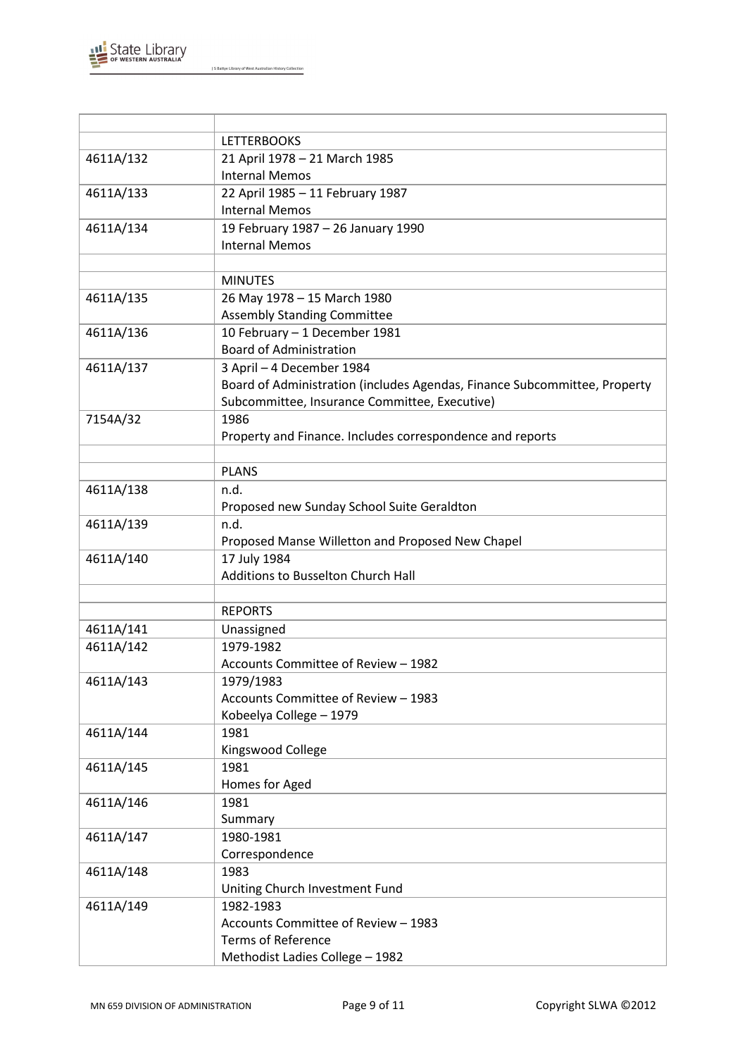| | |
|---|---|
| | LETTERBOOKS |
| 4611A/132 | 21 April 1978 – 21 March 1985<br>Internal Memos |
| 4611A/133 | 22 April 1985 – 11 February 1987<br>Internal Memos |
| 4611A/134 | 19 February 1987 – 26 January 1990<br>Internal Memos |
| | |
| | MINUTES |
| 4611A/135 | 26 May 1978 – 15 March 1980<br>Assembly Standing Committee |
| 4611A/136 | 10 February – 1 December 1981<br>Board of Administration |
| 4611A/137 | 3 April – 4 December 1984<br>Board of Administration (includes Agendas, Finance Subcommittee, Property Subcommittee, Insurance Committee, Executive) |
| 7154A/32 | 1986<br>Property and Finance. Includes correspondence and reports |
| | |
| | PLANS |
| 4611A/138 | n.d.<br>Proposed new Sunday School Suite Geraldton |
| 4611A/139 | n.d.<br>Proposed Manse Willetton and Proposed New Chapel |
| 4611A/140 | 17 July 1984<br>Additions to Busselton Church Hall |
| | |
| | REPORTS |
| 4611A/141 | Unassigned |
| 4611A/142 | 1979-1982<br>Accounts Committee of Review – 1982 |
| 4611A/143 | 1979/1983<br>Accounts Committee of Review – 1983<br>Kobeelya College – 1979 |
| 4611A/144 | 1981<br>Kingswood College |
| 4611A/145 | 1981<br>Homes for Aged |
| 4611A/146 | 1981<br>Summary |
| 4611A/147 | 1980-1981<br>Correspondence |
| 4611A/148 | 1983<br>Uniting Church Investment Fund |
| 4611A/149 | 1982-1983<br>Accounts Committee of Review – 1983<br>Terms of Reference<br>Methodist Ladies College – 1982 |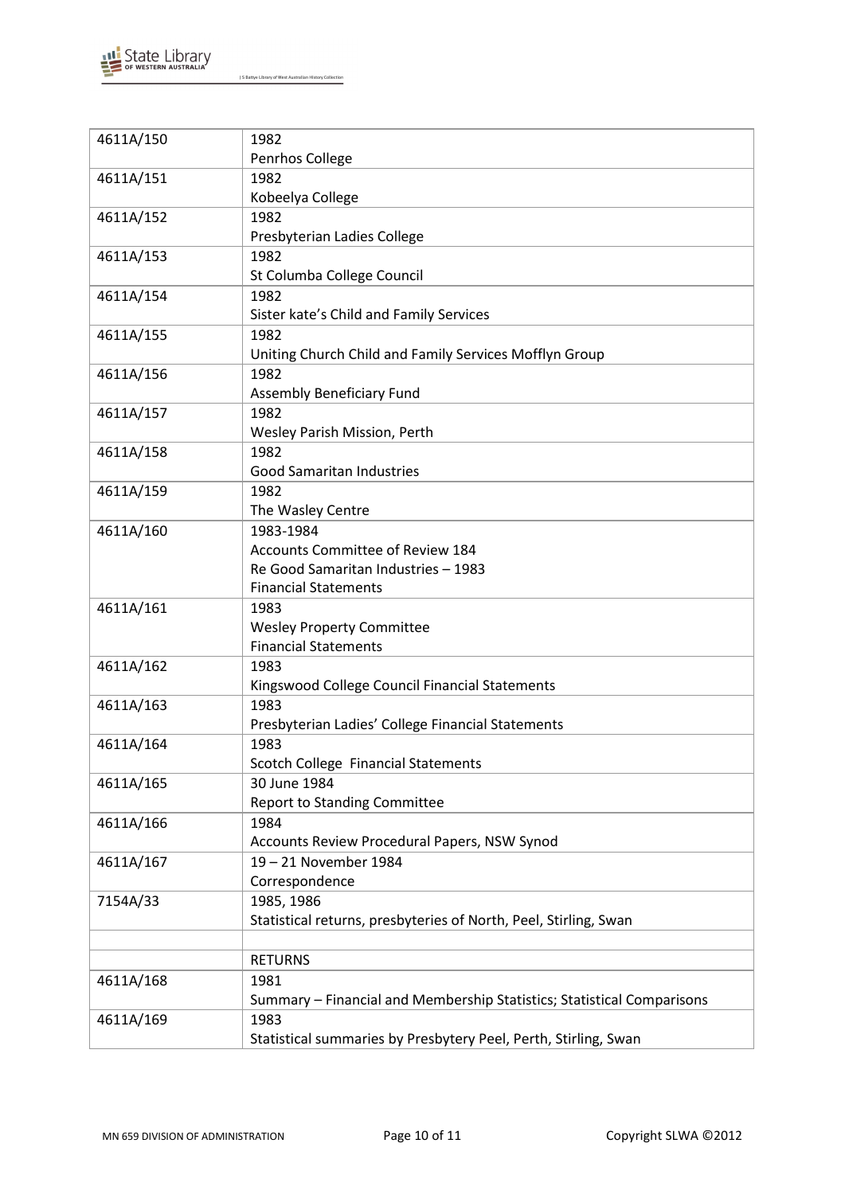| | |
|---|---|
| 4611A/150 | 1982<br>Penrhos College |
| 4611A/151 | 1982<br>Kobeelya College |
| 4611A/152 | 1982<br>Presbyterian Ladies College |
| 4611A/153 | 1982<br>St Columba College Council |
| 4611A/154 | 1982<br>Sister kate's Child and Family Services |
| 4611A/155 | 1982<br>Uniting Church Child and Family Services Mofflyn Group |
| 4611A/156 | 1982<br>Assembly Beneficiary Fund |
| 4611A/157 | 1982<br>Wesley Parish Mission, Perth |
| 4611A/158 | 1982<br>Good Samaritan Industries |
| 4611A/159 | 1982<br>The Wasley Centre |
| 4611A/160 | 1983-1984<br>Accounts Committee of Review 184<br>Re Good Samaritan Industries – 1983<br>Financial Statements |
| 4611A/161 | 1983<br>Wesley Property Committee<br>Financial Statements |
| 4611A/162 | 1983<br>Kingswood College Council Financial Statements |
| 4611A/163 | 1983<br>Presbyterian Ladies' College Financial Statements |
| 4611A/164 | 1983<br>Scotch College Financial Statements |
| 4611A/165 | 30 June 1984<br>Report to Standing Committee |
| 4611A/166 | 1984<br>Accounts Review Procedural Papers, NSW Synod |
| 4611A/167 | 19 – 21 November 1984<br>Correspondence |
| 7154A/33 | 1985, 1986<br>Statistical returns, presbyteries of North, Peel, Stirling, Swan |
| | |
| | RETURNS |
| 4611A/168 | 1981<br>Summary – Financial and Membership Statistics; Statistical Comparisons |
| 4611A/169 | 1983<br>Statistical summaries by Presbytery Peel, Perth, Stirling, Swan |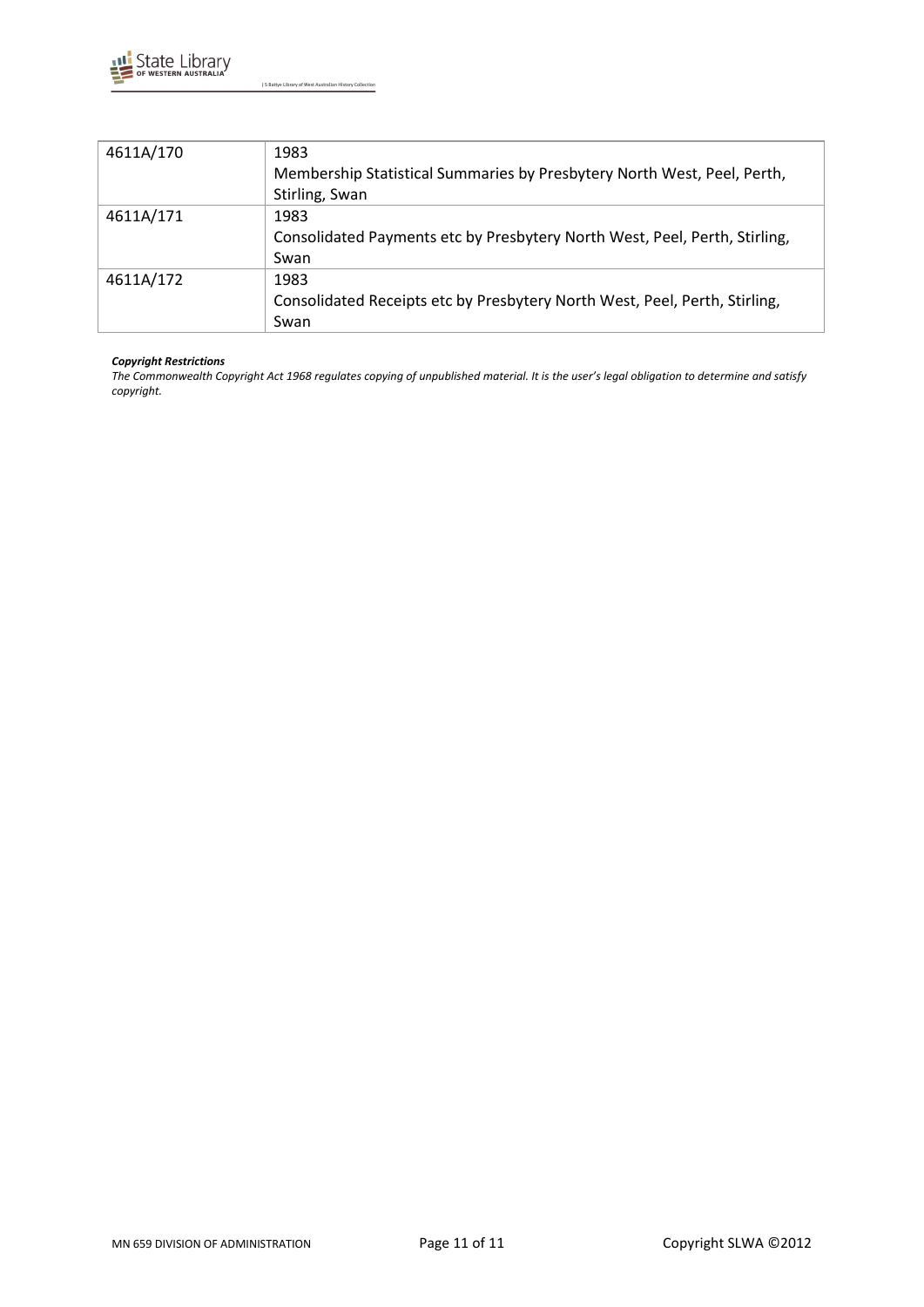| | |
|---|---|
| 4611A/170 | 1983<br>Membership Statistical Summaries by Presbytery North West, Peel, Perth, Stirling, Swan |
| 4611A/171 | 1983<br>Consolidated Payments etc by Presbytery North West, Peel, Perth, Stirling, Swan |
| 4611A/172 | 1983<br>Consolidated Receipts etc by Presbytery North West, Peel, Perth, Stirling, Swan |

***Copyright Restrictions***

*The Commonwealth Copyright Act 1968 regulates copying of unpublished material. It is the user's legal obligation to determine and satisfy copyright.*